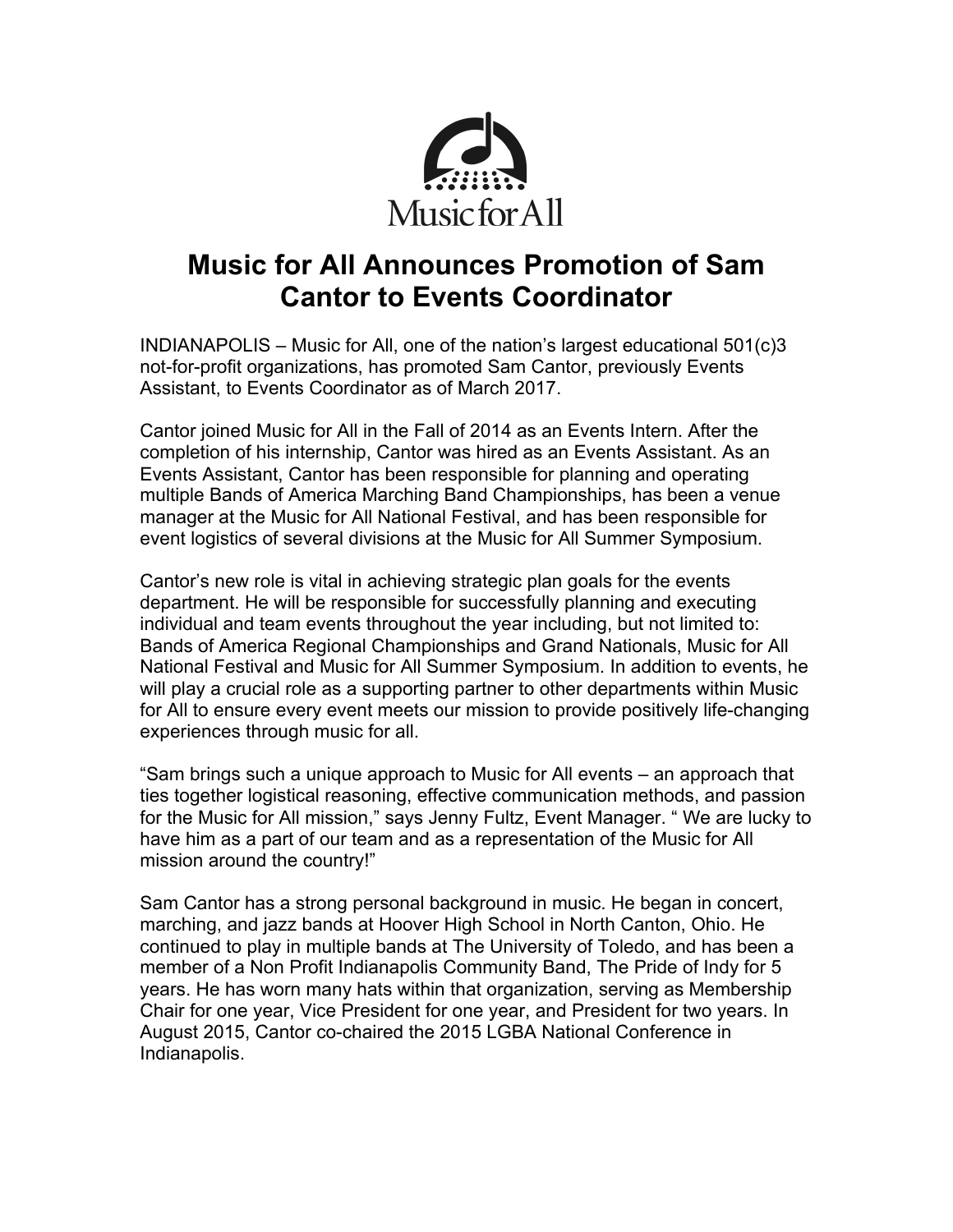Music for All

# Music for All Announces Promotion of Sam Cantor to Events Coordinator

INDIANAPOLIS – Music for All, one of the nation's largest educational 501(c)3 not-for-profit organizations, has promoted Sam Cantor, previously Events Assistant, to Events Coordinator as of March 2017.

Cantor joined Music for All in the Fall of 2014 as an Events Intern. After the completion of his internship, Cantor was hired as an Events Assistant. As an Events Assistant, Cantor has been responsible for planning and operating multiple Bands of America Marching Band Championships, has been a venue manager at the Music for All National Festival, and has been responsible for event logistics of several divisions at the Music for All Summer Symposium.

Cantor's new role is vital in achieving strategic plan goals for the events department. He will be responsible for successfully planning and executing individual and team events throughout the year including, but not limited to: Bands of America Regional Championships and Grand Nationals, Music for All National Festival and Music for All Summer Symposium. In addition to events, he will play a crucial role as a supporting partner to other departments within Music for All to ensure every event meets our mission to provide positively life-changing experiences through music for all.

"Sam brings such a unique approach to Music for All events – an approach that ties together logistical reasoning, effective communication methods, and passion for the Music for All mission," says Jenny Fultz, Event Manager. " We are lucky to have him as a part of our team and as a representation of the Music for All mission around the country!"

Sam Cantor has a strong personal background in music. He began in concert, marching, and jazz bands at Hoover High School in North Canton, Ohio. He continued to play in multiple bands at The University of Toledo, and has been a member of a Non Profit Indianapolis Community Band, The Pride of Indy for 5 years. He has worn many hats within that organization, serving as Membership Chair for one year, Vice President for one year, and President for two years. In August 2015, Cantor co-chaired the 2015 LGBA National Conference in Indianapolis.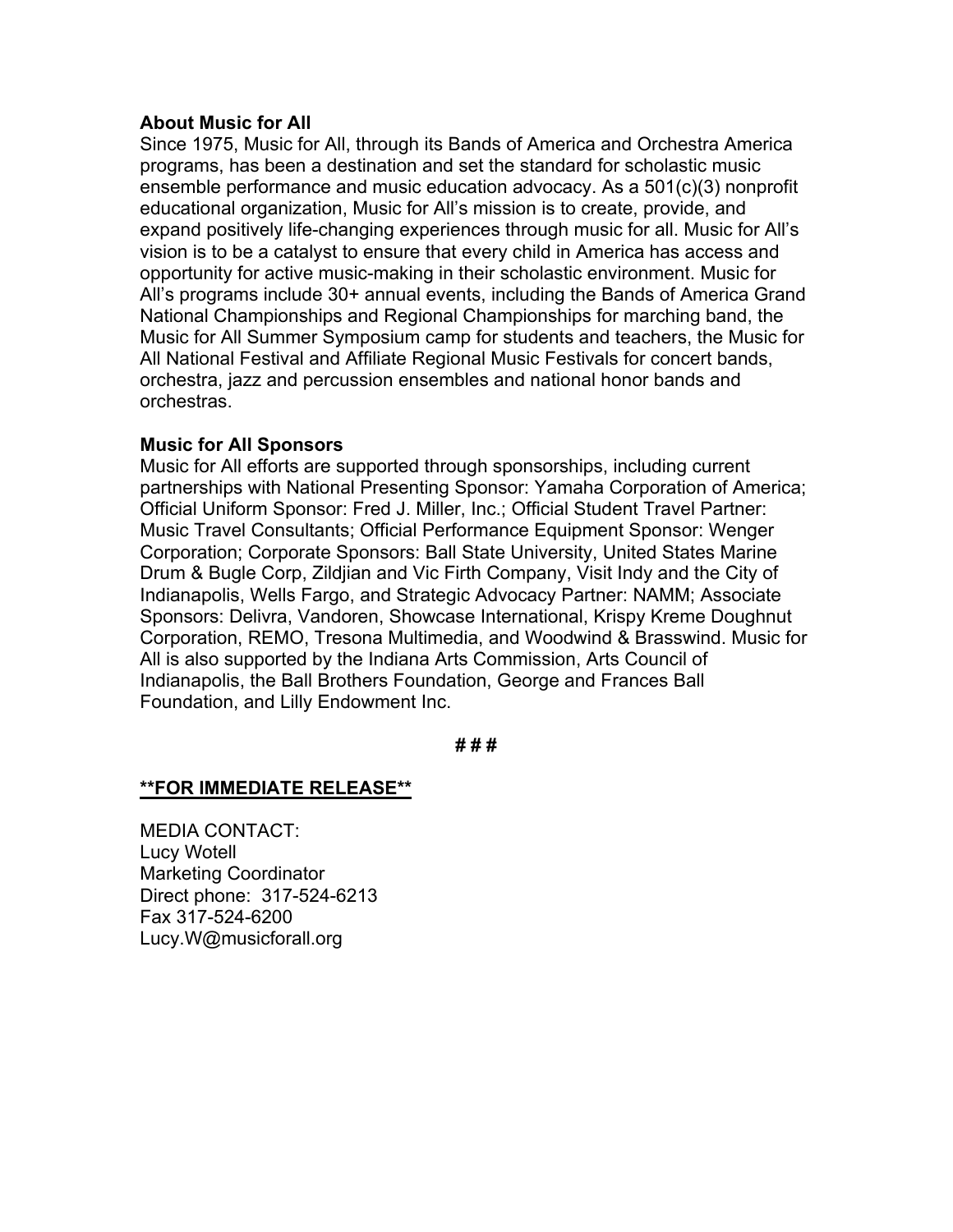**About Music for All**

Since 1975, Music for All, through its Bands of America and Orchestra America programs, has been a destination and set the standard for scholastic music ensemble performance and music education advocacy. As a 501(c)(3) nonprofit educational organization, Music for All's mission is to create, provide, and expand positively life-changing experiences through music for all. Music for All's vision is to be a catalyst to ensure that every child in America has access and opportunity for active music-making in their scholastic environment. Music for All's programs include 30+ annual events, including the Bands of America Grand National Championships and Regional Championships for marching band, the Music for All Summer Symposium camp for students and teachers, the Music for All National Festival and Affiliate Regional Music Festivals for concert bands, orchestra, jazz and percussion ensembles and national honor bands and orchestras.

**Music for All Sponsors**

Music for All efforts are supported through sponsorships, including current partnerships with National Presenting Sponsor: Yamaha Corporation of America; Official Uniform Sponsor: Fred J. Miller, Inc.; Official Student Travel Partner: Music Travel Consultants; Official Performance Equipment Sponsor: Wenger Corporation; Corporate Sponsors: Ball State University, United States Marine Drum & Bugle Corp, Zildjian and Vic Firth Company, Visit Indy and the City of Indianapolis, Wells Fargo, and Strategic Advocacy Partner: NAMM; Associate Sponsors: Delivra, Vandoren, Showcase International, Krispy Kreme Doughnut Corporation, REMO, Tresona Multimedia, and Woodwind & Brasswind. Music for All is also supported by the Indiana Arts Commission, Arts Council of Indianapolis, the Ball Brothers Foundation, George and Frances Ball Foundation, and Lilly Endowment Inc.

**# # #**

**<u>**FOR IMMEDIATE RELEASE**</u>**

MEDIA CONTACT:
Lucy Wotell
Marketing Coordinator
Direct phone: 317-524-6213
Fax 317-524-6200
Lucy.W@musicforall.org